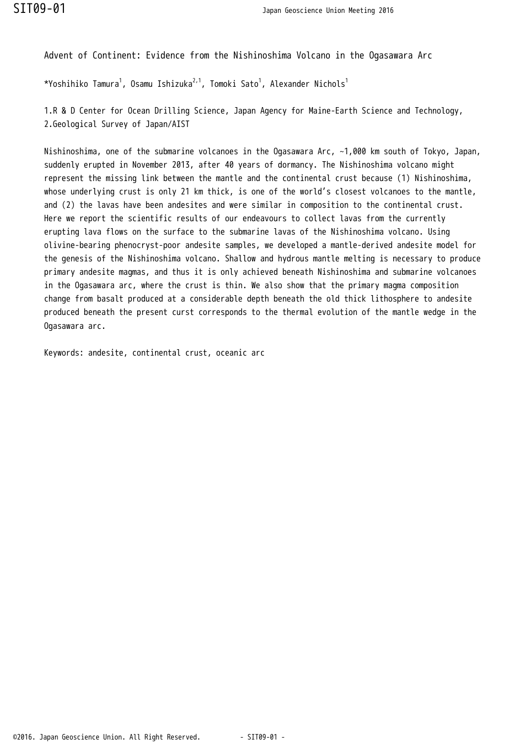# Advent of Continent: Evidence from the Nishinoshima Volcano in the Ogasawara Arc

*Yoshihiko Tamura[1], Osamu Ishizuka[2,1], Tomoki Sato[1], Alexander Nichols[1]

1.R & D Center for Ocean Drilling Science, Japan Agency for Maine-Earth Science and Technology, 2.Geological Survey of Japan/AIST

Nishinoshima, one of the submarine volcanoes in the Ogasawara Arc, ~1,000 km south of Tokyo, Japan, suddenly erupted in November 2013, after 40 years of dormancy. The Nishinoshima volcano might represent the missing link between the mantle and the continental crust because (1) Nishinoshima, whose underlying crust is only 21 km thick, is one of the world’s closest volcanoes to the mantle, and (2) the lavas have been andesites and were similar in composition to the continental crust. Here we report the scientific results of our endeavours to collect lavas from the currently erupting lava flows on the surface to the submarine lavas of the Nishinoshima volcano. Using olivine-bearing phenocryst-poor andesite samples, we developed a mantle-derived andesite model for the genesis of the Nishinoshima volcano. Shallow and hydrous mantle melting is necessary to produce primary andesite magmas, and thus it is only achieved beneath Nishinoshima and submarine volcanoes in the Ogasawara arc, where the crust is thin. We also show that the primary magma composition change from basalt produced at a considerable depth beneath the old thick lithosphere to andesite produced beneath the present curst corresponds to the thermal evolution of the mantle wedge in the Ogasawara arc.

Keywords: andesite, continental crust, oceanic arc